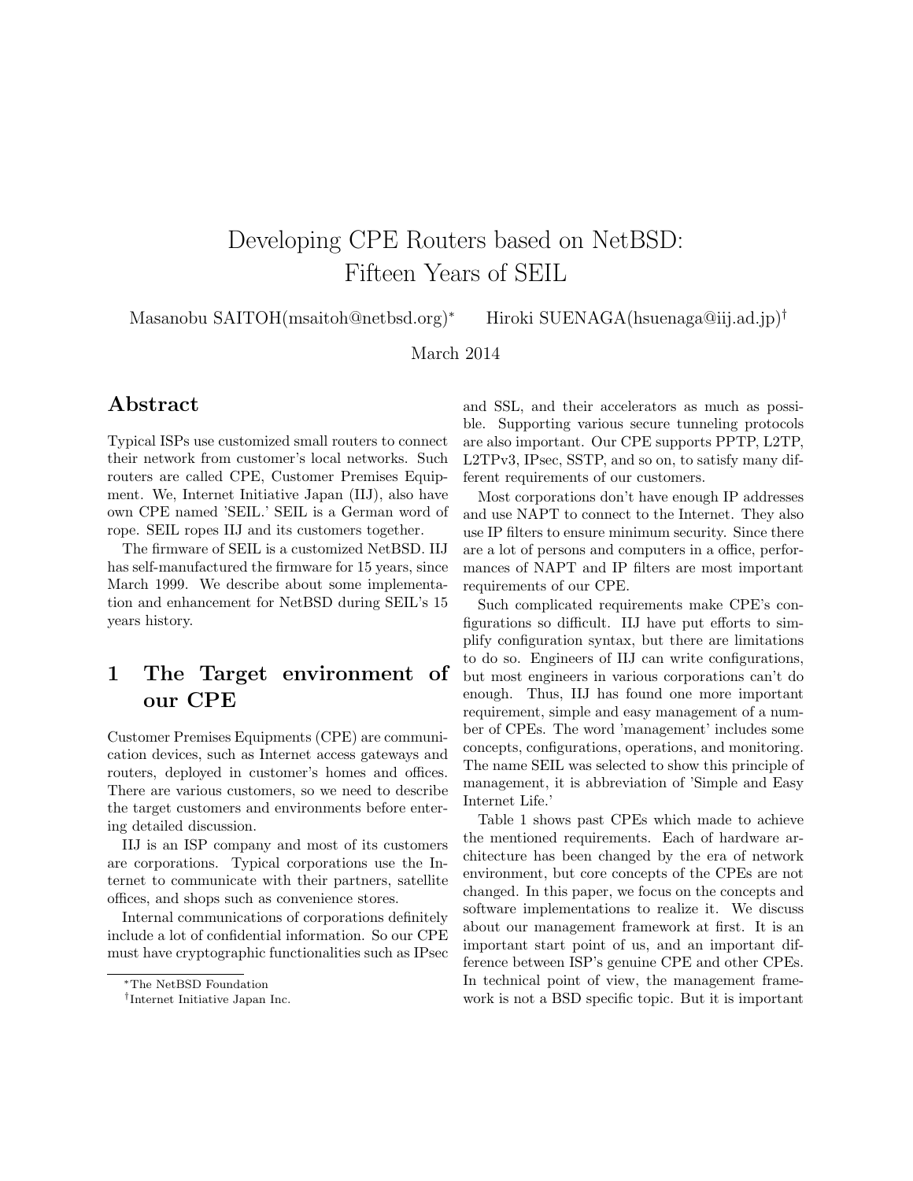# Developing CPE Routers based on NetBSD: Fifteen Years of SEIL

Masanobu SAITOH(msaitoh@netbsd.org)* Hiroki SUENAGA(hsuenaga@iij.ad.jp)†

March 2014

## Abstract

Typical ISPs use customized small routers to connect their network from customer's local networks. Such routers are called CPE, Customer Premises Equipment. We, Internet Initiative Japan (IIJ), also have own CPE named 'SEIL.' SEIL is a German word of rope. SEIL ropes IIJ and its customers together.

The firmware of SEIL is a customized NetBSD. IIJ has self-manufactured the firmware for 15 years, since March 1999. We describe about some implementation and enhancement for NetBSD during SEIL's 15 years history.

## 1 The Target environment of our CPE

Customer Premises Equipments (CPE) are communication devices, such as Internet access gateways and routers, deployed in customer's homes and offices. There are various customers, so we need to describe the target customers and environments before entering detailed discussion.

IIJ is an ISP company and most of its customers are corporations. Typical corporations use the Internet to communicate with their partners, satellite offices, and shops such as convenience stores.

Internal communications of corporations definitely include a lot of confidential information. So our CPE must have cryptographic functionalities such as IPsec and SSL, and their accelerators as much as possible. Supporting various secure tunneling protocols are also important. Our CPE supports PPTP, L2TP, L2TPv3, IPsec, SSTP, and so on, to satisfy many different requirements of our customers.

Most corporations don't have enough IP addresses and use NAPT to connect to the Internet. They also use IP filters to ensure minimum security. Since there are a lot of persons and computers in a office, performances of NAPT and IP filters are most important requirements of our CPE.

Such complicated requirements make CPE's configurations so difficult. IIJ have put efforts to simplify configuration syntax, but there are limitations to do so. Engineers of IIJ can write configurations, but most engineers in various corporations can't do enough. Thus, IIJ has found one more important requirement, simple and easy management of a number of CPEs. The word 'management' includes some concepts, configurations, operations, and monitoring. The name SEIL was selected to show this principle of management, it is abbreviation of 'Simple and Easy Internet Life.'

Table 1 shows past CPEs which made to achieve the mentioned requirements. Each of hardware architecture has been changed by the era of network environment, but core concepts of the CPEs are not changed. In this paper, we focus on the concepts and software implementations to realize it. We discuss about our management framework at first. It is an important start point of us, and an important difference between ISP's genuine CPE and other CPEs. In technical point of view, the management framework is not a BSD specific topic. But it is important

*The NetBSD Foundation

†Internet Initiative Japan Inc.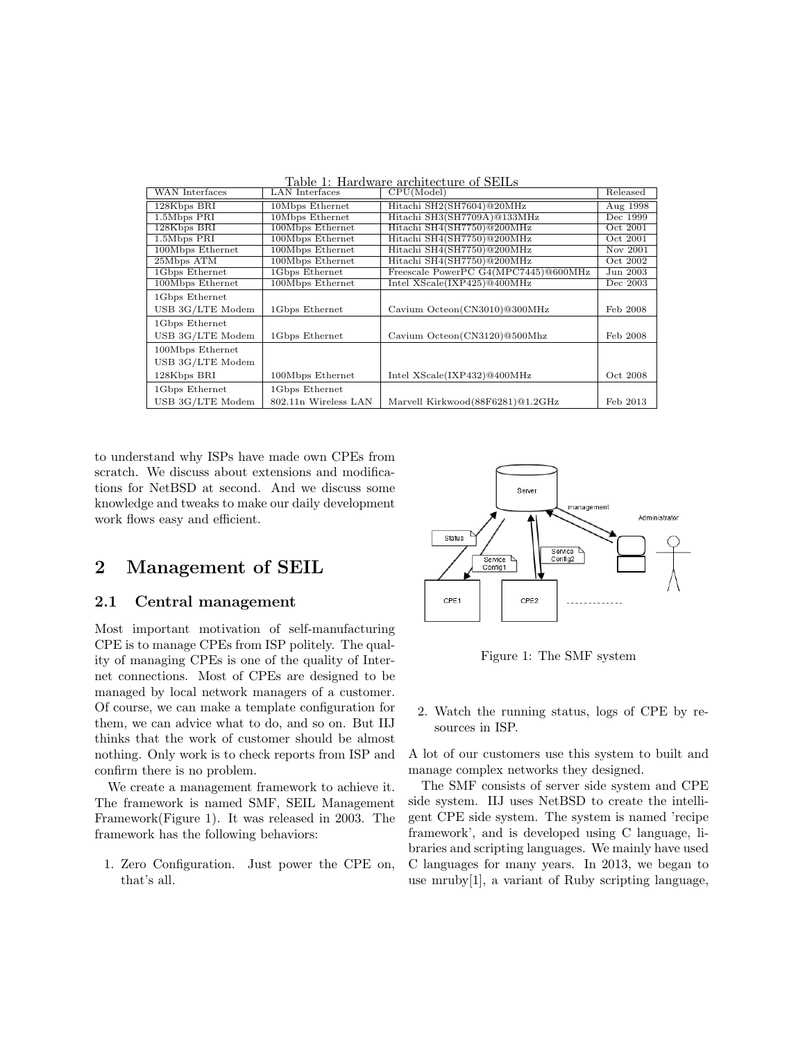Table 1: Hardware architecture of SEILs

| WAN Interfaces | LAN Interfaces | CPU(Model) | Released |
|---|---|---|---|
| 128Kbps BRI | 10Mbps Ethernet | Hitachi SH2(SH7604)@20MHz | Aug 1998 |
| 1.5Mbps PRI | 10Mbps Ethernet | Hitachi SH3(SH7709A)@133MHz | Dec 1999 |
| 128Kbps BRI | 100Mbps Ethernet | Hitachi SH4(SH7750)@200MHz | Oct 2001 |
| 1.5Mbps PRI | 100Mbps Ethernet | Hitachi SH4(SH7750)@200MHz | Oct 2001 |
| 100Mbps Ethernet | 100Mbps Ethernet | Hitachi SH4(SH7750)@200MHz | Nov 2001 |
| 25Mbps ATM | 100Mbps Ethernet | Hitachi SH4(SH7750)@200MHz | Oct 2002 |
| 1Gbps Ethernet | 1Gbps Ethernet | Freescale PowerPC G4(MPC7445)@600MHz | Jun 2003 |
| 100Mbps Ethernet | 100Mbps Ethernet | Intel XScale(IXP425)@400MHz | Dec 2003 |
| 1Gbps Ethernet<br>USB 3G/LTE Modem | 1Gbps Ethernet | Cavium Octeon(CN3010)@300MHz | Feb 2008 |
| 1Gbps Ethernet<br>USB 3G/LTE Modem | 1Gbps Ethernet | Cavium Octeon(CN3120)@500Mhz | Feb 2008 |
| 100Mbps Ethernet<br>USB 3G/LTE Modem<br>128Kbps BRI | 100Mbps Ethernet | Intel XScale(IXP432)@400MHz | Oct 2008 |
| 1Gbps Ethernet<br>USB 3G/LTE Modem | 1Gbps Ethernet<br>802.11n Wireless LAN | Marvell Kirkwood(88F6281)@1.2GHz | Feb 2013 |

to understand why ISPs have made own CPEs from scratch. We discuss about extensions and modifications for NetBSD at second. And we discuss some knowledge and tweaks to make our daily development work flows easy and efficient.

## 2 Management of SEIL

### 2.1 Central management

Most important motivation of self-manufacturing CPE is to manage CPEs from ISP politely. The quality of managing CPEs is one of the quality of Internet connections. Most of CPEs are designed to be managed by local network managers of a customer. Of course, we can make a template configuration for them, we can advice what to do, and so on. But IIJ thinks that the work of customer should be almost nothing. Only work is to check reports from ISP and confirm there is no problem.

We create a management framework to achieve it. The framework is named SMF, SEIL Management Framework(Figure 1). It was released in 2003. The framework has the following behaviors:

1. Zero Configuration. Just power the CPE on, that's all.
2. Watch the running status, logs of CPE by resources in ISP.

Figure 1: The SMF system

A lot of our customers use this system to built and manage complex networks they designed.

The SMF consists of server side system and CPE side system. IIJ uses NetBSD to create the intelligent CPE side system. The system is named 'recipe framework', and is developed using C language, libraries and scripting languages. We mainly have used C languages for many years. In 2013, we began to use mruby[1], a variant of Ruby scripting language,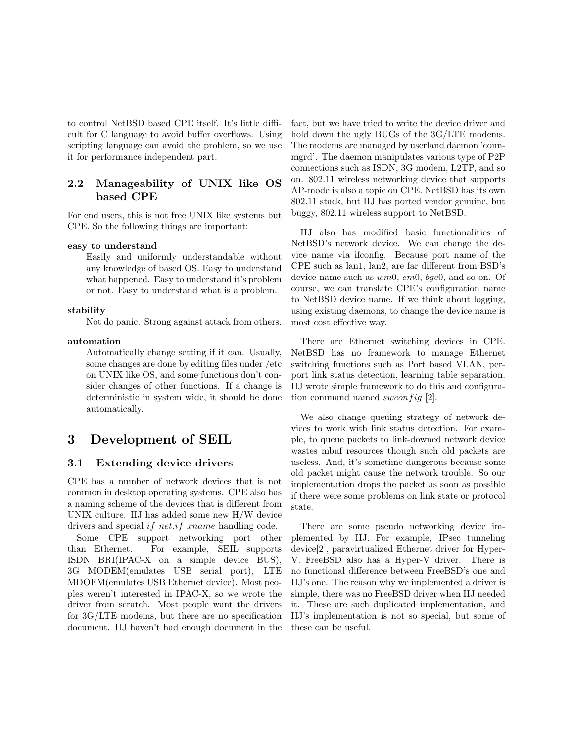to control NetBSD based CPE itself. It's little difficult for C language to avoid buffer overflows. Using scripting language can avoid the problem, so we use it for performance independent part.

### 2.2 Manageability of UNIX like OS based CPE

For end users, this is not free UNIX like systems but CPE. So the following things are important:

**easy to understand**
: Easily and uniformly understandable without any knowledge of based OS. Easy to understand what happened. Easy to understand it's problem or not. Easy to understand what is a problem.

**stability**
: Not do panic. Strong against attack from others.

**automation**
: Automatically change setting if it can. Usually, some changes are done by editing files under /etc on UNIX like OS, and some functions don't consider changes of other functions. If a change is deterministic in system wide, it should be done automatically.

## 3 Development of SEIL

### 3.1 Extending device drivers

CPE has a number of network devices that is not common in desktop operating systems. CPE also has a naming scheme of the devices that is different from UNIX culture. IIJ has added some new H/W device drivers and special *if_net.if_xname* handling code.

Some CPE support networking port other than Ethernet. For example, SEIL supports ISDN BRI(IPAC-X on a simple device BUS), 3G MODEM(emulates USB serial port), LTE MDOEM(emulates USB Ethernet device). Most peoples weren't interested in IPAC-X, so we wrote the driver from scratch. Most people want the drivers for 3G/LTE modems, but there are no specification document. IIJ haven't had enough document in the fact, but we have tried to write the device driver and hold down the ugly BUGs of the 3G/LTE modems. The modems are managed by userland daemon 'connmgrd'. The daemon manipulates various type of P2P connections such as ISDN, 3G modem, L2TP, and so on. 802.11 wireless networking device that supports AP-mode is also a topic on CPE. NetBSD has its own 802.11 stack, but IIJ has ported vendor genuine, but buggy, 802.11 wireless support to NetBSD.

IIJ also has modified basic functionalities of NetBSD's network device. We can change the device name via ifconfig. Because port name of the CPE such as lan1, lan2, are far different from BSD's device name such as *wm*0, *em*0, *bge*0, and so on. Of course, we can translate CPE's configuration name to NetBSD device name. If we think about logging, using existing daemons, to change the device name is most cost effective way.

There are Ethernet switching devices in CPE. NetBSD has no framework to manage Ethernet switching functions such as Port based VLAN, per-port link status detection, learning table separation. IIJ wrote simple framework to do this and configuration command named *swconfig* [2].

We also change queuing strategy of network devices to work with link status detection. For example, to queue packets to link-downed network device wastes mbuf resources though such old packets are useless. And, it's sometime dangerous because some old packet might cause the network trouble. So our implementation drops the packet as soon as possible if there were some problems on link state or protocol state.

There are some pseudo networking device implemented by IIJ. For example, IPsec tunneling device[2], paravirtualized Ethernet driver for Hyper-V. FreeBSD also has a Hyper-V driver. There is no functional difference between FreeBSD's one and IIJ's one. The reason why we implemented a driver is simple, there was no FreeBSD driver when IIJ needed it. These are such duplicated implementation, and IIJ's implementation is not so special, but some of these can be useful.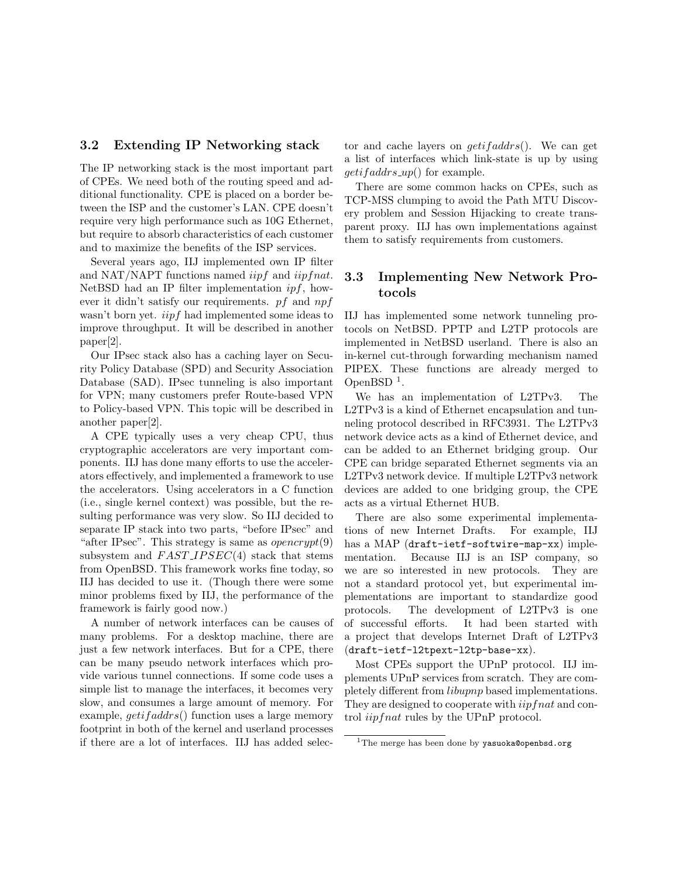### 3.2 Extending IP Networking stack

The IP networking stack is the most important part of CPEs. We need both of the routing speed and additional functionality. CPE is placed on a border between the ISP and the customer's LAN. CPE doesn't require very high performance such as 10G Ethernet, but require to absorb characteristics of each customer and to maximize the benefits of the ISP services.

Several years ago, IIJ implemented own IP filter and NAT/NAPT functions named *iipf* and *iipfnat*. NetBSD had an IP filter implementation *ipf*, however it didn't satisfy our requirements. *pf* and *npf* wasn't born yet. *iipf* had implemented some ideas to improve throughput. It will be described in another paper[2].

Our IPsec stack also has a caching layer on Security Policy Database (SPD) and Security Association Database (SAD). IPsec tunneling is also important for VPN; many customers prefer Route-based VPN to Policy-based VPN. This topic will be described in another paper[2].

A CPE typically uses a very cheap CPU, thus cryptographic accelerators are very important components. IIJ has done many efforts to use the accelerators effectively, and implemented a framework to use the accelerators. Using accelerators in a C function (i.e., single kernel context) was possible, but the resulting performance was very slow. So IIJ decided to separate IP stack into two parts, "before IPsec" and "after IPsec". This strategy is same as *opencrypt*(9) subsystem and *FAST_IPSEC*(4) stack that stems from OpenBSD. This framework works fine today, so IIJ has decided to use it. (Though there were some minor problems fixed by IIJ, the performance of the framework is fairly good now.)

A number of network interfaces can be causes of many problems. For a desktop machine, there are just a few network interfaces. But for a CPE, there can be many pseudo network interfaces which provide various tunnel connections. If some code uses a simple list to manage the interfaces, it becomes very slow, and consumes a large amount of memory. For example, *getifaddrs*() function uses a large memory footprint in both of the kernel and userland processes if there are a lot of interfaces. IIJ has added selector and cache layers on *getifaddrs*(). We can get a list of interfaces which link-state is up by using *getifaddrs_up*() for example.

There are some common hacks on CPEs, such as TCP-MSS clumping to avoid the Path MTU Discovery problem and Session Hijacking to create transparent proxy. IIJ has own implementations against them to satisfy requirements from customers.

### 3.3 Implementing New Network Protocols

IIJ has implemented some network tunneling protocols on NetBSD. PPTP and L2TP protocols are implemented in NetBSD userland. There is also an in-kernel cut-through forwarding mechanism named PIPEX. These functions are already merged to OpenBSD [1].

We has an implementation of L2TPv3. The L2TPv3 is a kind of Ethernet encapsulation and tunneling protocol described in RFC3931. The L2TPv3 network device acts as a kind of Ethernet device, and can be added to an Ethernet bridging group. Our CPE can bridge separated Ethernet segments via an L2TPv3 network device. If multiple L2TPv3 network devices are added to one bridging group, the CPE acts as a virtual Ethernet HUB.

There are also some experimental implementations of new Internet Drafts. For example, IIJ has a MAP (`draft-ietf-softwire-map-xx`) implementation. Because IIJ is an ISP company, so we are so interested in new protocols. They are not a standard protocol yet, but experimental implementations are important to standardize good protocols. The development of L2TPv3 is one of successful efforts. It had been started with a project that develops Internet Draft of L2TPv3 (`draft-ietf-l2tpext-l2tp-base-xx`).

Most CPEs support the UPnP protocol. IIJ implements UPnP services from scratch. They are completely different from *libupnp* based implementations. They are designed to cooperate with *iipfnat* and control *iipfnat* rules by the UPnP protocol.

---

[1] The merge has been done by `yasuoka@openbsd.org`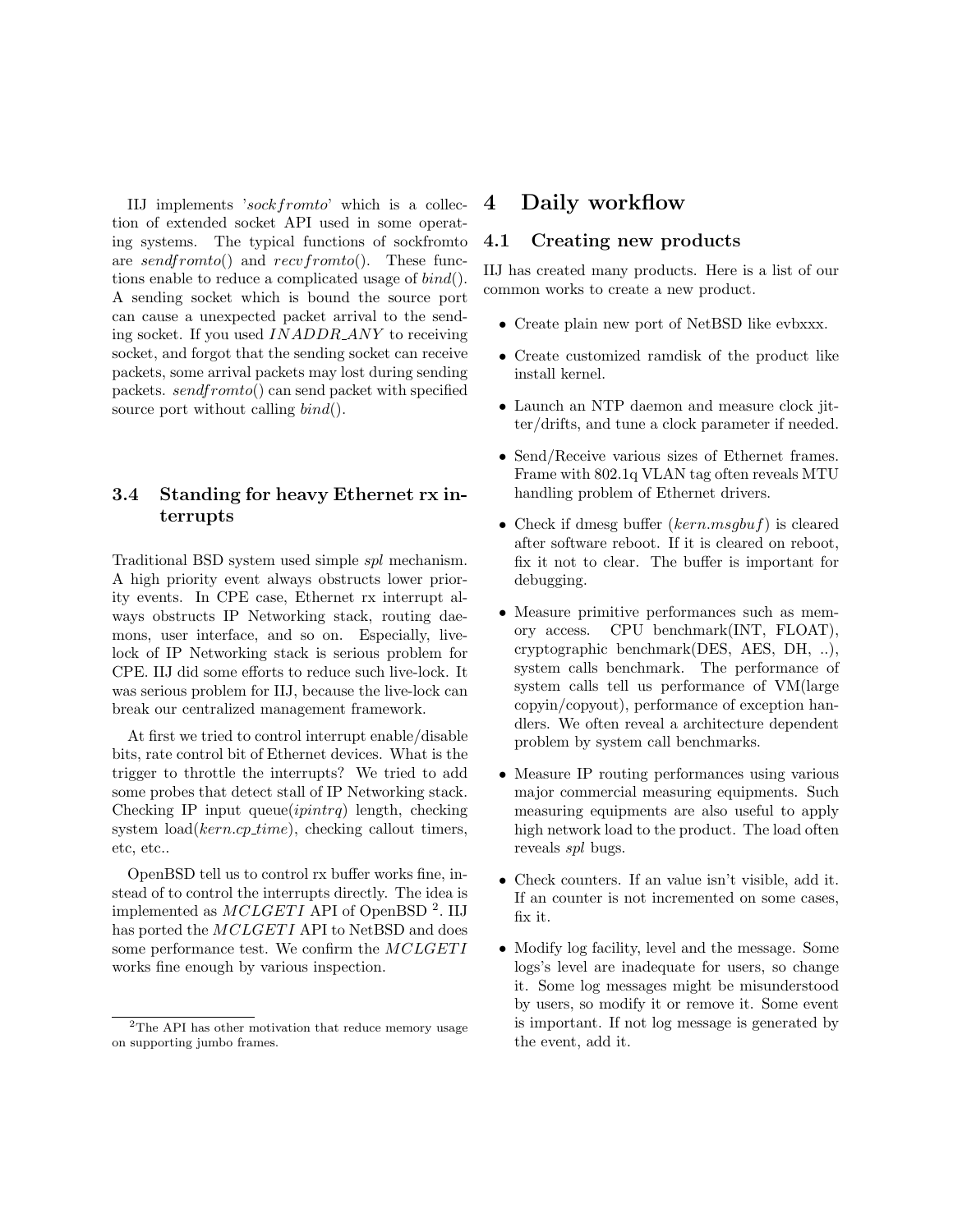IIJ implements '*sockfromto*' which is a collection of extended socket API used in some operating systems. The typical functions of sockfromto are *sendfromto*() and *recvfromto*(). These functions enable to reduce a complicated usage of *bind*(). A sending socket which is bound the source port can cause a unexpected packet arrival to the sending socket. If you used *INADDR_ANY* to receiving socket, and forgot that the sending socket can receive packets, some arrival packets may lost during sending packets. *sendfromto*() can send packet with specified source port without calling *bind*().

### 3.4 Standing for heavy Ethernet rx interrupts

Traditional BSD system used simple *spl* mechanism. A high priority event always obstructs lower priority events. In CPE case, Ethernet rx interrupt always obstructs IP Networking stack, routing daemons, user interface, and so on. Especially, livelock of IP Networking stack is serious problem for CPE. IIJ did some efforts to reduce such live-lock. It was serious problem for IIJ, because the live-lock can break our centralized management framework.

At first we tried to control interrupt enable/disable bits, rate control bit of Ethernet devices. What is the trigger to throttle the interrupts? We tried to add some probes that detect stall of IP Networking stack. Checking IP input queue(*ipintrq*) length, checking system load(*kern.cp_time*), checking callout timers, etc, etc..

OpenBSD tell us to control rx buffer works fine, instead of to control the interrupts directly. The idea is implemented as *MCLGETI* API of OpenBSD [2]. IIJ has ported the *MCLGETI* API to NetBSD and does some performance test. We confirm the *MCLGETI* works fine enough by various inspection.

[2] The API has other motivation that reduce memory usage on supporting jumbo frames.

## 4 Daily workflow

### 4.1 Creating new products

IIJ has created many products. Here is a list of our common works to create a new product.

- Create plain new port of NetBSD like evbxxx.
- Create customized ramdisk of the product like install kernel.
- Launch an NTP daemon and measure clock jitter/drifts, and tune a clock parameter if needed.
- Send/Receive various sizes of Ethernet frames. Frame with 802.1q VLAN tag often reveals MTU handling problem of Ethernet drivers.
- Check if dmesg buffer (*kern.msgbuf*) is cleared after software reboot. If it is cleared on reboot, fix it not to clear. The buffer is important for debugging.
- Measure primitive performances such as memory access. CPU benchmark(INT, FLOAT), cryptographic benchmark(DES, AES, DH, ..), system calls benchmark. The performance of system calls tell us performance of VM(large copyin/copyout), performance of exception handlers. We often reveal a architecture dependent problem by system call benchmarks.
- Measure IP routing performances using various major commercial measuring equipments. Such measuring equipments are also useful to apply high network load to the product. The load often reveals *spl* bugs.
- Check counters. If an value isn't visible, add it. If an counter is not incremented on some cases, fix it.
- Modify log facility, level and the message. Some logs's level are inadequate for users, so change it. Some log messages might be misunderstood by users, so modify it or remove it. Some event is important. If not log message is generated by the event, add it.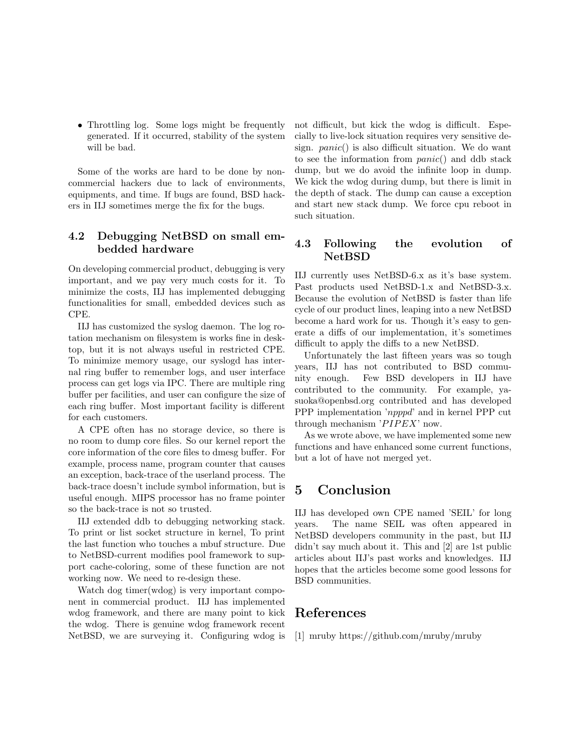- Throttling log. Some logs might be frequently generated. If it occurred, stability of the system will be bad.

Some of the works are hard to be done by non-commercial hackers due to lack of environments, equipments, and time. If bugs are found, BSD hackers in IIJ sometimes merge the fix for the bugs.

### 4.2 Debugging NetBSD on small embedded hardware

On developing commercial product, debugging is very important, and we pay very much costs for it. To minimize the costs, IIJ has implemented debugging functionalities for small, embedded devices such as CPE.

IIJ has customized the syslog daemon. The log rotation mechanism on filesystem is works fine in desktop, but it is not always useful in restricted CPE. To minimize memory usage, our syslogd has internal ring buffer to remember logs, and user interface process can get logs via IPC. There are multiple ring buffer per facilities, and user can configure the size of each ring buffer. Most important facility is different for each customers.

A CPE often has no storage device, so there is no room to dump core files. So our kernel report the core information of the core files to dmesg buffer. For example, process name, program counter that causes an exception, back-trace of the userland process. The back-trace doesn't include symbol information, but is useful enough. MIPS processor has no frame pointer so the back-trace is not so trusted.

IIJ extended ddb to debugging networking stack. To print or list socket structure in kernel, To print the last function who touches a mbuf structure. Due to NetBSD-current modifies pool framework to support cache-coloring, some of these function are not working now. We need to re-design these.

Watch dog timer(wdog) is very important component in commercial product. IIJ has implemented wdog framework, and there are many point to kick the wdog. There is genuine wdog framework recent NetBSD, we are surveying it. Configuring wdog is not difficult, but kick the wdog is difficult. Especially to live-lock situation requires very sensitive design. *panic*() is also difficult situation. We do want to see the information from *panic*() and ddb stack dump, but we do avoid the infinite loop in dump. We kick the wdog during dump, but there is limit in the depth of stack. The dump can cause a exception and start new stack dump. We force cpu reboot in such situation.

### 4.3 Following the evolution of NetBSD

IIJ currently uses NetBSD-6.x as it's base system. Past products used NetBSD-1.x and NetBSD-3.x. Because the evolution of NetBSD is faster than life cycle of our product lines, leaping into a new NetBSD become a hard work for us. Though it's easy to generate a diffs of our implementation, it's sometimes difficult to apply the diffs to a new NetBSD.

Unfortunately the last fifteen years was so tough years, IIJ has not contributed to BSD community enough. Few BSD developers in IIJ have contributed to the community. For example, yasuoka@openbsd.org contributed and has developed PPP implementation '*npppd*' and in kernel PPP cut through mechanism '$PIPEX$' now.

As we wrote above, we have implemented some new functions and have enhanced some current functions, but a lot of have not merged yet.

## 5 Conclusion

IIJ has developed own CPE named 'SEIL' for long years. The name SEIL was often appeared in NetBSD developers community in the past, but IIJ didn't say much about it. This and [2] are 1st public articles about IIJ's past works and knowledges. IIJ hopes that the articles become some good lessons for BSD communities.

## References

[1] mruby https://github.com/mruby/mruby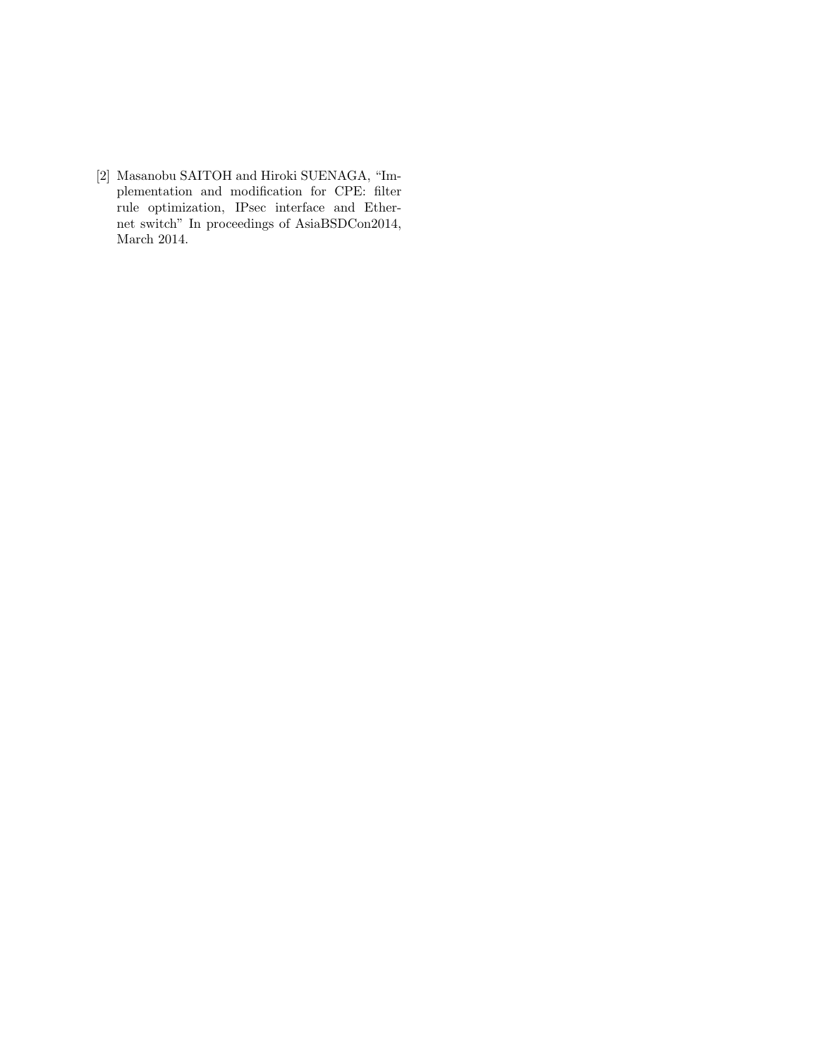[2] Masanobu SAITOH and Hiroki SUENAGA, "Implementation and modification for CPE: filter rule optimization, IPsec interface and Ethernet switch" In proceedings of AsiaBSDCon2014, March 2014.